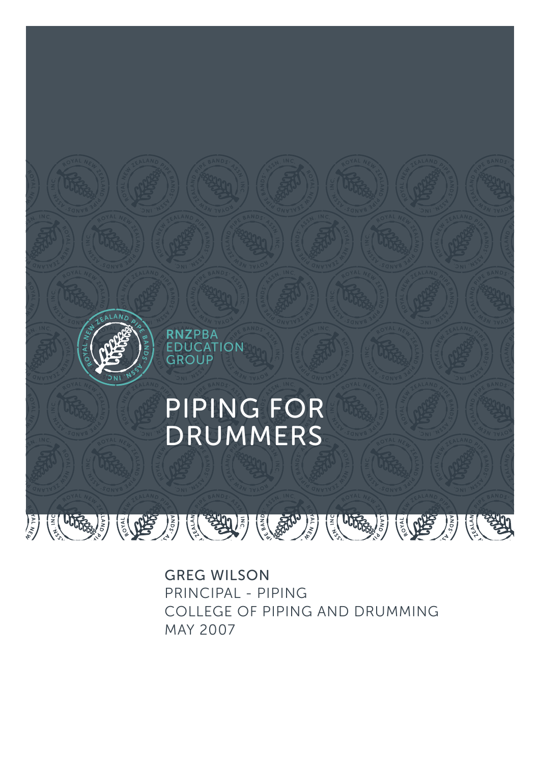RNZPBA
EDUCATION
GROUP

# PIPING FOR DRUMMERS

GREG WILSON
PRINCIPAL - PIPING
COLLEGE OF PIPING AND DRUMMING
MAY 2007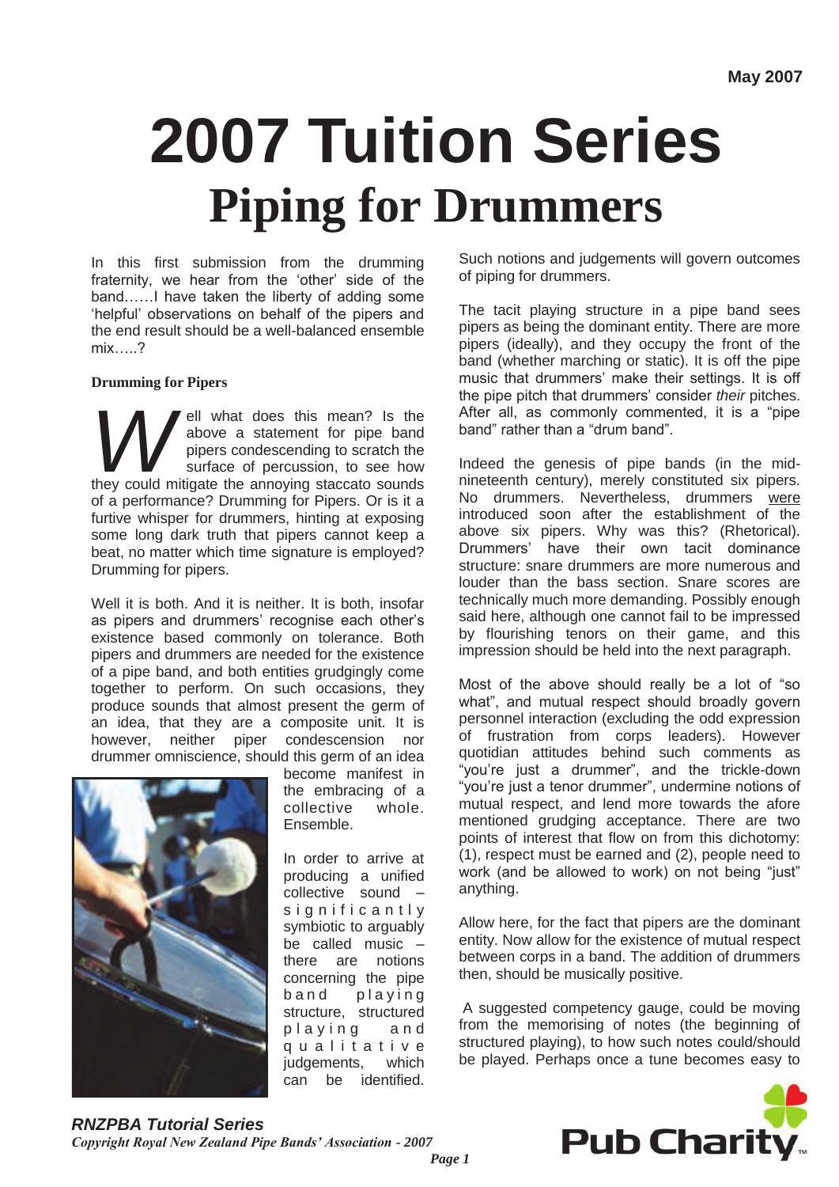May 2007

# 2007 Tuition Series

## Piping for Drummers

In this first submission from the drumming fraternity, we hear from the 'other' side of the band……I have taken the liberty of adding some 'helpful' observations on behalf of the pipers and the end result should be a well-balanced ensemble mix…..?

**Drumming for Pipers**

Well what does this mean? Is the above a statement for pipe band pipers condescending to scratch the surface of percussion, to see how they could mitigate the annoying staccato sounds of a performance? Drumming for Pipers. Or is it a furtive whisper for drummers, hinting at exposing some long dark truth that pipers cannot keep a beat, no matter which time signature is employed? Drumming for pipers.

Well it is both. And it is neither. It is both, insofar as pipers and drummers' recognise each other's existence based commonly on tolerance. Both pipers and drummers are needed for the existence of a pipe band, and both entities grudgingly come together to perform. On such occasions, they produce sounds that almost present the germ of an idea, that they are a composite unit. It is however, neither piper condescension nor drummer omniscience, should this germ of an idea become manifest in the embracing of a collective whole. Ensemble.

In order to arrive at producing a unified collective sound – significantly symbiotic to arguably be called music – there are notions concerning the pipe band playing structure, structured playing and qualitative judgements, which can be identified. Such notions and judgements will govern outcomes of piping for drummers.

The tacit playing structure in a pipe band sees pipers as being the dominant entity. There are more pipers (ideally), and they occupy the front of the band (whether marching or static). It is off the pipe music that drummers' make their settings. It is off the pipe pitch that drummers' consider *their* pitches. After all, as commonly commented, it is a "pipe band" rather than a "drum band".

Indeed the genesis of pipe bands (in the mid-nineteenth century), merely constituted six pipers. No drummers. Nevertheless, drummers were introduced soon after the establishment of the above six pipers. Why was this? (Rhetorical). Drummers' have their own tacit dominance structure: snare drummers are more numerous and louder than the bass section. Snare scores are technically much more demanding. Possibly enough said here, although one cannot fail to be impressed by flourishing tenors on their game, and this impression should be held into the next paragraph.

Most of the above should really be a lot of "so what", and mutual respect should broadly govern personnel interaction (excluding the odd expression of frustration from corps leaders). However quotidian attitudes behind such comments as "you're just a drummer", and the trickle-down "you're just a tenor drummer", undermine notions of mutual respect, and lend more towards the afore mentioned grudging acceptance. There are two points of interest that flow on from this dichotomy: (1), respect must be earned and (2), people need to work (and be allowed to work) on not being "just" anything.

Allow here, for the fact that pipers are the dominant entity. Now allow for the existence of mutual respect between corps in a band. The addition of drummers then, should be musically positive.

A suggested competency gauge, could be moving from the memorising of notes (the beginning of structured playing), to how such notes could/should be played. Perhaps once a tune becomes easy to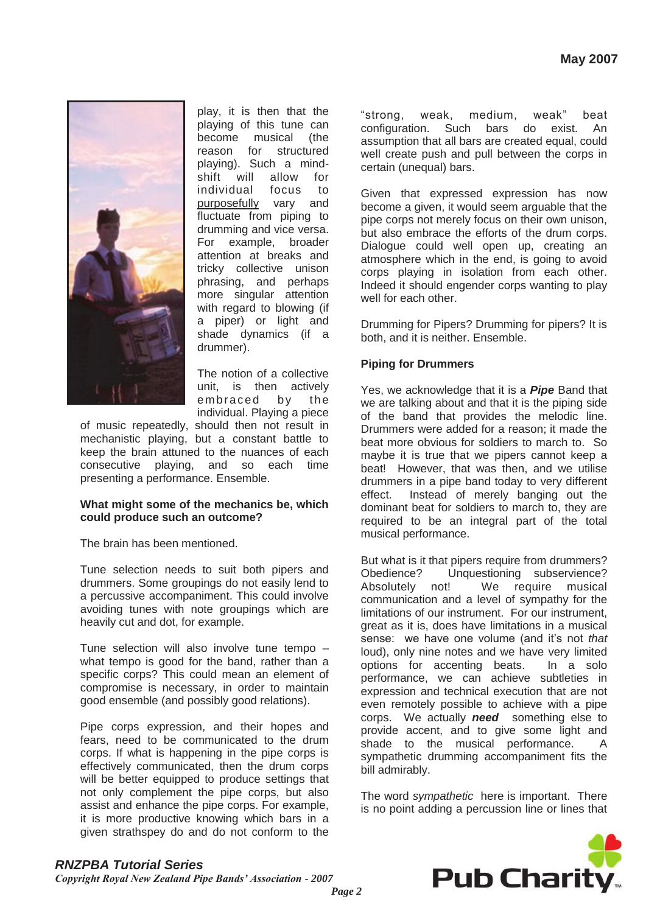play, it is then that the playing of this tune can become musical (the reason for structured playing). Such a mind-shift will allow for individual focus to purposefully vary and fluctuate from piping to drumming and vice versa. For example, broader attention at breaks and tricky collective unison phrasing, and perhaps more singular attention with regard to blowing (if a piper) or light and shade dynamics (if a drummer).

The notion of a collective unit, is then actively embraced by the individual. Playing a piece of music repeatedly, should then not result in mechanistic playing, but a constant battle to keep the brain attuned to the nuances of each consecutive playing, and so each time presenting a performance. Ensemble.

**What might some of the mechanics be, which could produce such an outcome?**

The brain has been mentioned.

Tune selection needs to suit both pipers and drummers. Some groupings do not easily lend to a percussive accompaniment. This could involve avoiding tunes with note groupings which are heavily cut and dot, for example.

Tune selection will also involve tune tempo – what tempo is good for the band, rather than a specific corps? This could mean an element of compromise is necessary, in order to maintain good ensemble (and possibly good relations).

Pipe corps expression, and their hopes and fears, need to be communicated to the drum corps. If what is happening in the pipe corps is effectively communicated, then the drum corps will be better equipped to produce settings that not only complement the pipe corps, but also assist and enhance the pipe corps. For example, it is more productive knowing which bars in a given strathspey do and do not conform to the "strong, weak, medium, weak" beat configuration. Such bars do exist. An assumption that all bars are created equal, could well create push and pull between the corps in certain (unequal) bars.

Given that expressed expression has now become a given, it would seem arguable that the pipe corps not merely focus on their own unison, but also embrace the efforts of the drum corps. Dialogue could well open up, creating an atmosphere which in the end, is going to avoid corps playing in isolation from each other. Indeed it should engender corps wanting to play well for each other.

Drumming for Pipers? Drumming for pipers? It is both, and it is neither. Ensemble.

**Piping for Drummers**

Yes, we acknowledge that it is a ***Pipe*** Band that we are talking about and that it is the piping side of the band that provides the melodic line. Drummers were added for a reason; it made the beat more obvious for soldiers to march to. So maybe it is true that we pipers cannot keep a beat! However, that was then, and we utilise drummers in a pipe band today to very different effect. Instead of merely banging out the dominant beat for soldiers to march to, they are required to be an integral part of the total musical performance.

But what is it that pipers require from drummers? Obedience? Unquestioning subservience? Absolutely not! We require musical communication and a level of sympathy for the limitations of our instrument. For our instrument, great as it is, does have limitations in a musical sense: we have one volume (and it's not *that* loud), only nine notes and we have very limited options for accenting beats. In a solo performance, we can achieve subtleties in expression and technical execution that are not even remotely possible to achieve with a pipe corps. We actually ***need*** something else to provide accent, and to give some light and shade to the musical performance. A sympathetic drumming accompaniment fits the bill admirably.

The word *sympathetic* here is important. There is no point adding a percussion line or lines that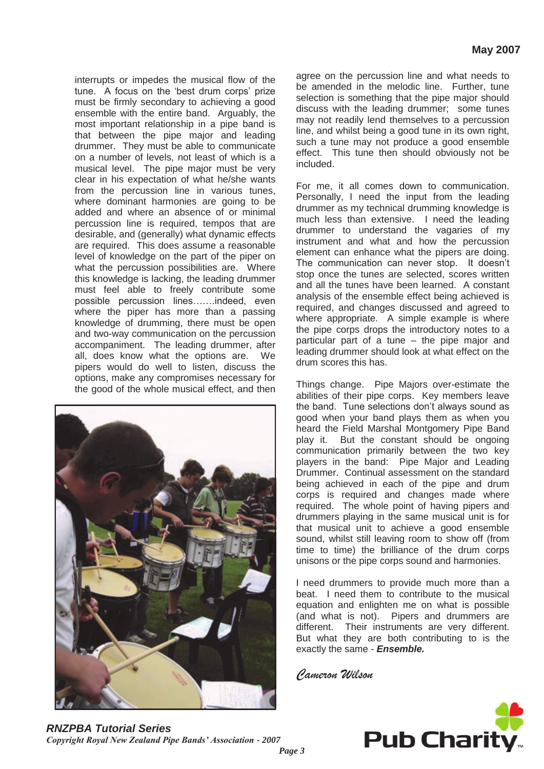interrupts or impedes the musical flow of the tune. A focus on the 'best drum corps' prize must be firmly secondary to achieving a good ensemble with the entire band. Arguably, the most important relationship in a pipe band is that between the pipe major and leading drummer. They must be able to communicate on a number of levels, not least of which is a musical level. The pipe major must be very clear in his expectation of what he/she wants from the percussion line in various tunes, where dominant harmonies are going to be added and where an absence of or minimal percussion line is required, tempos that are desirable, and (generally) what dynamic effects are required. This does assume a reasonable level of knowledge on the part of the piper on what the percussion possibilities are. Where this knowledge is lacking, the leading drummer must feel able to freely contribute some possible percussion lines…….indeed, even where the piper has more than a passing knowledge of drumming, there must be open and two-way communication on the percussion accompaniment. The leading drummer, after all, does know what the options are. We pipers would do well to listen, discuss the options, make any compromises necessary for the good of the whole musical effect, and then agree on the percussion line and what needs to be amended in the melodic line. Further, tune selection is something that the pipe major should discuss with the leading drummer; some tunes may not readily lend themselves to a percussion line, and whilst being a good tune in its own right, such a tune may not produce a good ensemble effect. This tune then should obviously not be included.

For me, it all comes down to communication. Personally, I need the input from the leading drummer as my technical drumming knowledge is much less than extensive. I need the leading drummer to understand the vagaries of my instrument and what and how the percussion element can enhance what the pipers are doing. The communication can never stop. It doesn't stop once the tunes are selected, scores written and all the tunes have been learned. A constant analysis of the ensemble effect being achieved is required, and changes discussed and agreed to where appropriate. A simple example is where the pipe corps drops the introductory notes to a particular part of a tune – the pipe major and leading drummer should look at what effect on the drum scores this has.

Things change. Pipe Majors over-estimate the abilities of their pipe corps. Key members leave the band. Tune selections don't always sound as good when your band plays them as when you heard the Field Marshal Montgomery Pipe Band play it. But the constant should be ongoing communication primarily between the two key players in the band: Pipe Major and Leading Drummer. Continual assessment on the standard being achieved in each of the pipe and drum corps is required and changes made where required. The whole point of having pipers and drummers playing in the same musical unit is for that musical unit to achieve a good ensemble sound, whilst still leaving room to show off (from time to time) the brilliance of the drum corps unisons or the pipe corps sound and harmonies.

I need drummers to provide much more than a beat. I need them to contribute to the musical equation and enlighten me on what is possible (and what is not). Pipers and drummers are different. Their instruments are very different. But what they are both contributing to is the exactly the same - ***Ensemble.***

*Cameron Wilson*